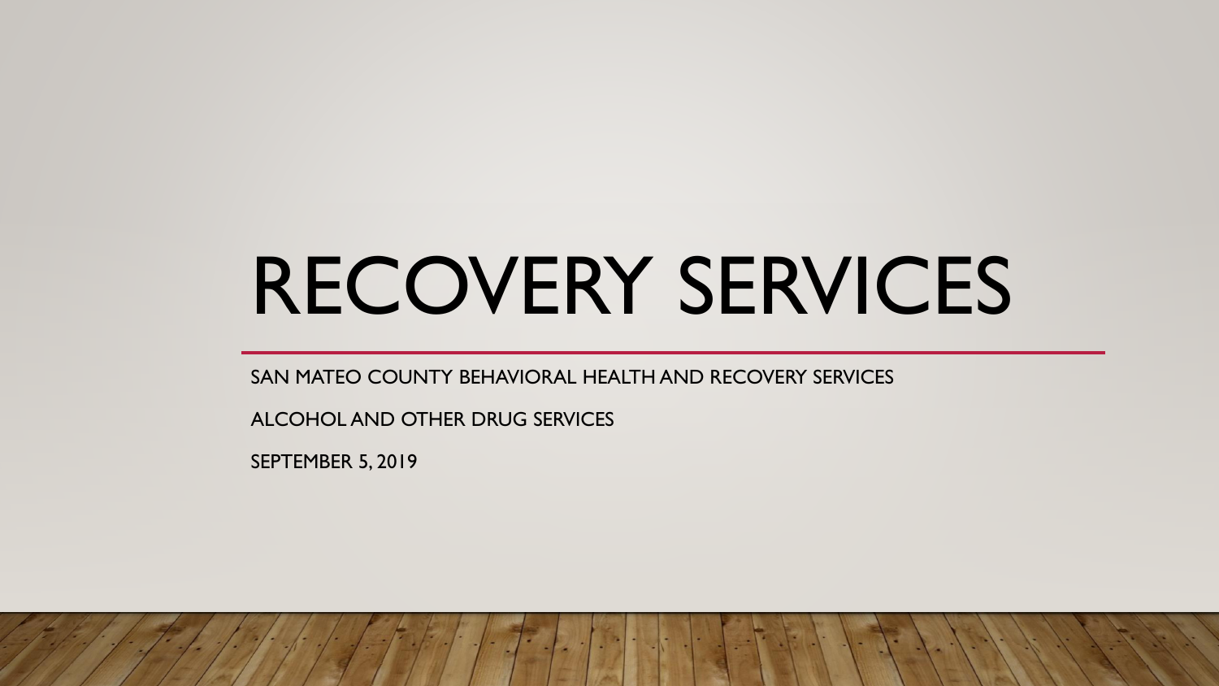# RECOVERY SERVICES

SAN MATEO COUNTY BEHAVIORAL HEALTH AND RECOVERY SERVICES

ALCOHOL AND OTHER DRUG SERVICES

SEPTEMBER 5, 2019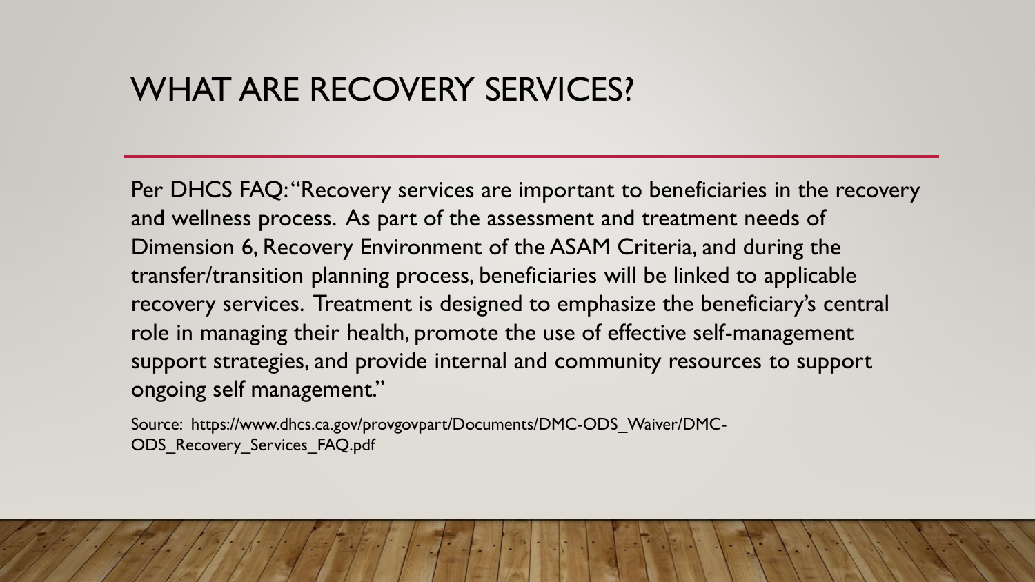# WHAT ARE RECOVERY SERVICES?

Per DHCS FAQ: "Recovery services are important to beneficiaries in the recovery and wellness process. As part of the assessment and treatment needs of Dimension 6, Recovery Environment of the ASAM Criteria, and during the transfer/transition planning process, beneficiaries will be linked to applicable recovery services. Treatment is designed to emphasize the beneficiary's central role in managing their health, promote the use of effective self-management support strategies, and provide internal and community resources to support ongoing self management."

Source: https://www.dhcs.ca.gov/provgovpart/Documents/DMC-ODS_Waiver/DMC-ODS_Recovery_Services_FAQ.pdf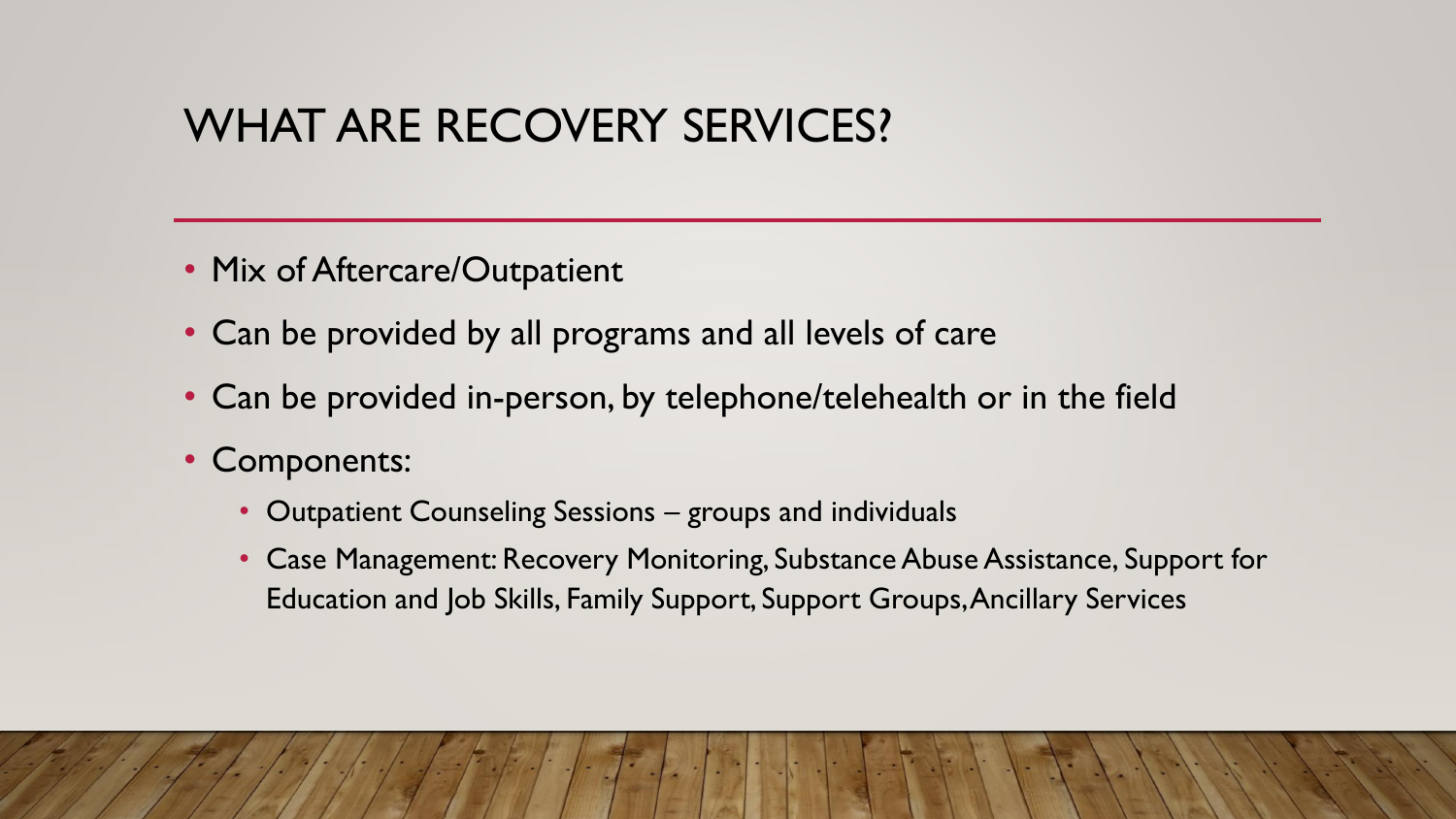# WHAT ARE RECOVERY SERVICES?

- Mix of Aftercare/Outpatient
- Can be provided by all programs and all levels of care
- Can be provided in-person, by telephone/telehealth or in the field
- Components:
  - Outpatient Counseling Sessions – groups and individuals
  - Case Management: Recovery Monitoring, Substance Abuse Assistance, Support for Education and Job Skills, Family Support, Support Groups, Ancillary Services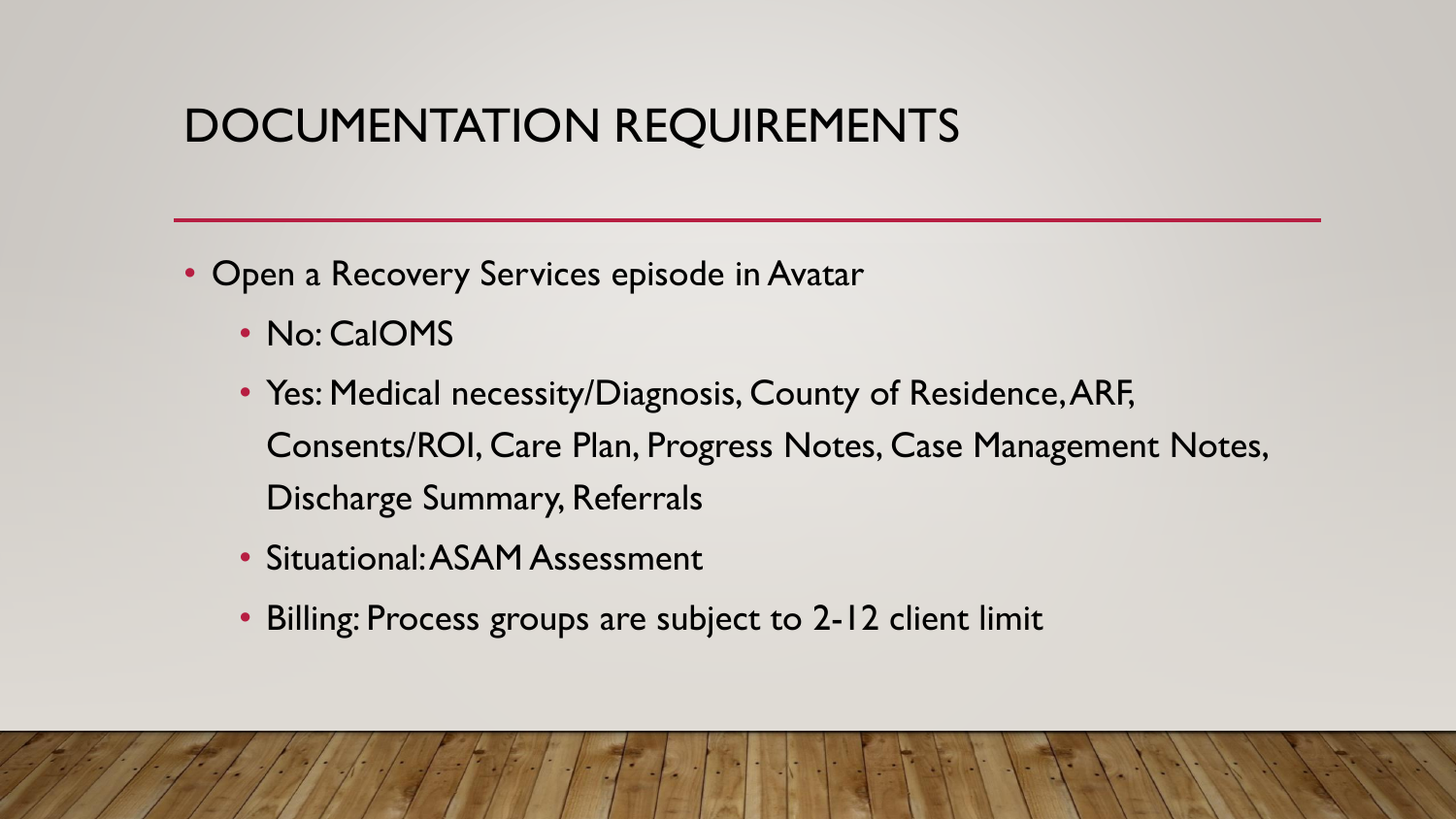# DOCUMENTATION REQUIREMENTS

- Open a Recovery Services episode in Avatar
  - No: CalOMS
  - Yes: Medical necessity/Diagnosis, County of Residence, ARF, Consents/ROI, Care Plan, Progress Notes, Case Management Notes, Discharge Summary, Referrals
  - Situational: ASAM Assessment
  - Billing: Process groups are subject to 2-12 client limit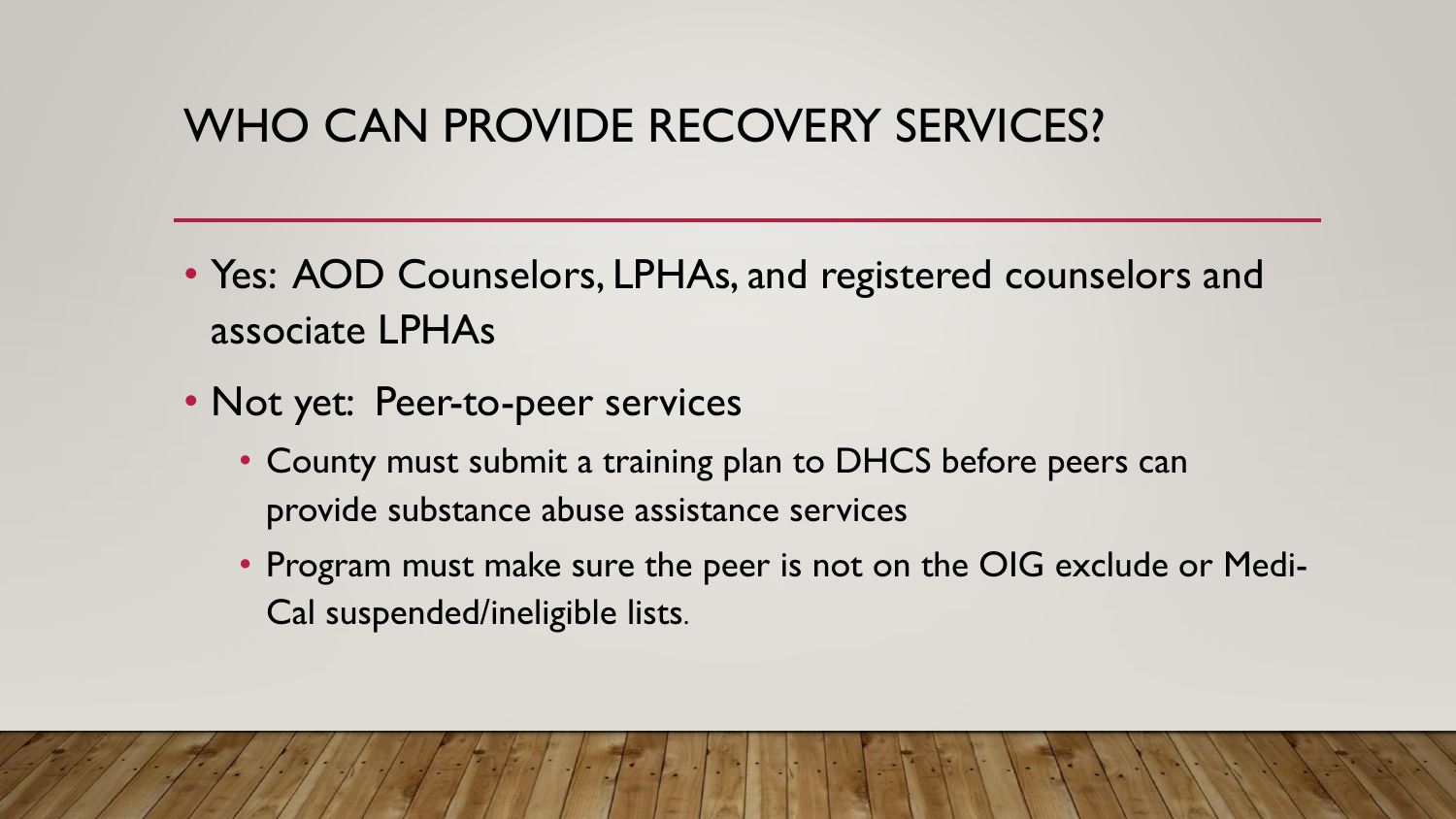# WHO CAN PROVIDE RECOVERY SERVICES?

- Yes: AOD Counselors, LPHAs, and registered counselors and associate LPHAs
- Not yet: Peer-to-peer services
  - County must submit a training plan to DHCS before peers can provide substance abuse assistance services
  - Program must make sure the peer is not on the OIG exclude or Medi-Cal suspended/ineligible lists.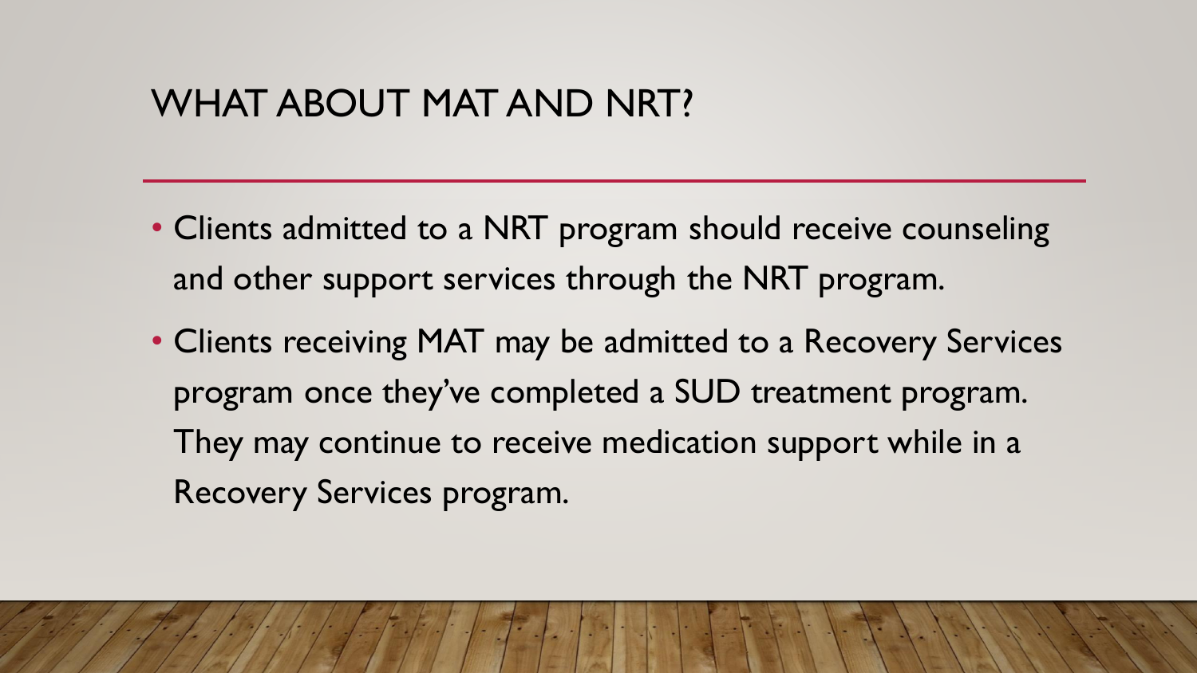# WHAT ABOUT MAT AND NRT?

- Clients admitted to a NRT program should receive counseling and other support services through the NRT program.
- Clients receiving MAT may be admitted to a Recovery Services program once they've completed a SUD treatment program. They may continue to receive medication support while in a Recovery Services program.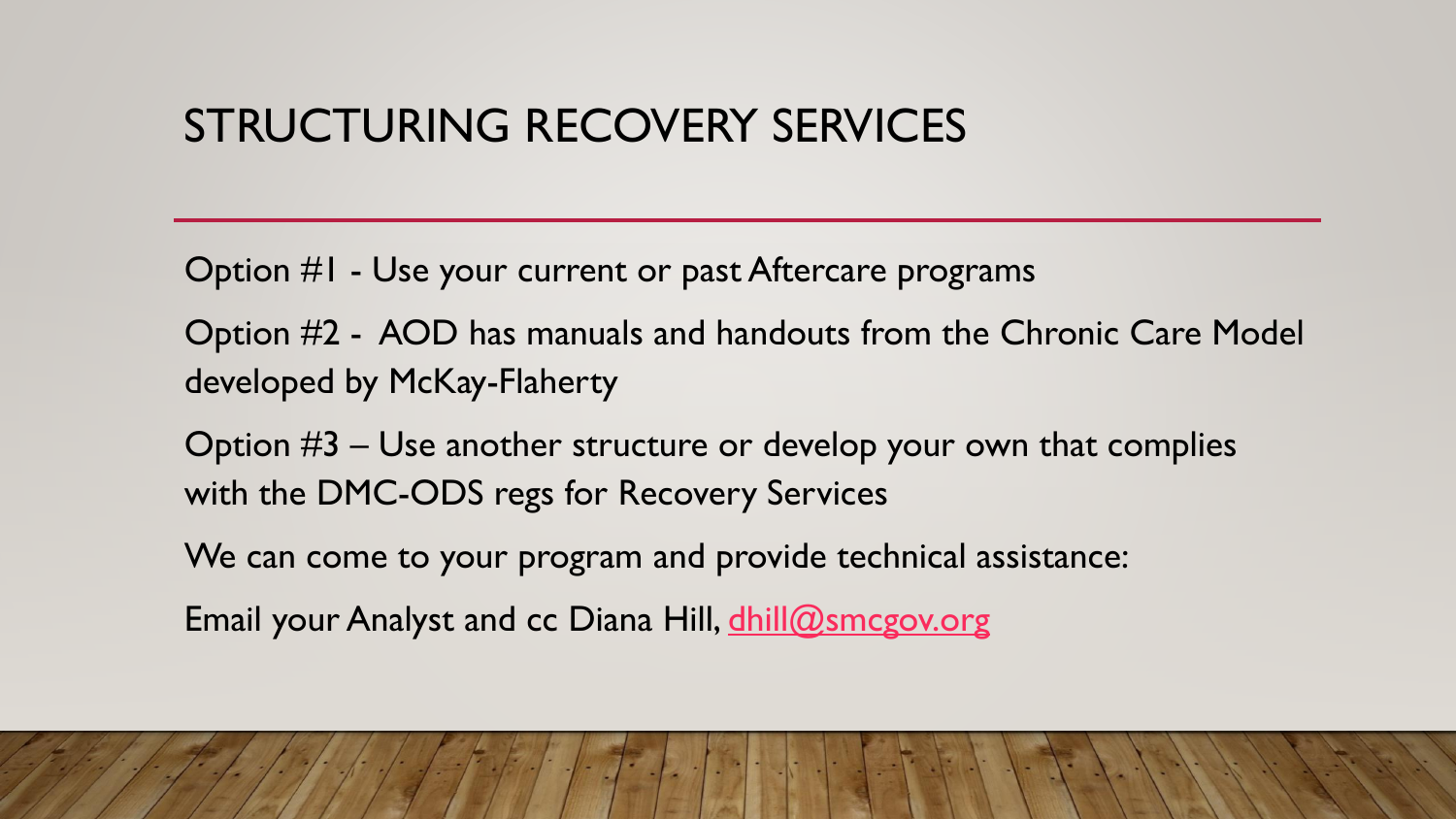# STRUCTURING RECOVERY SERVICES

Option #1 - Use your current or past Aftercare programs

Option #2 - AOD has manuals and handouts from the Chronic Care Model developed by McKay-Flaherty

Option #3 – Use another structure or develop your own that complies with the DMC-ODS regs for Recovery Services

We can come to your program and provide technical assistance:

Email your Analyst and cc Diana Hill, dhill@smcgov.org